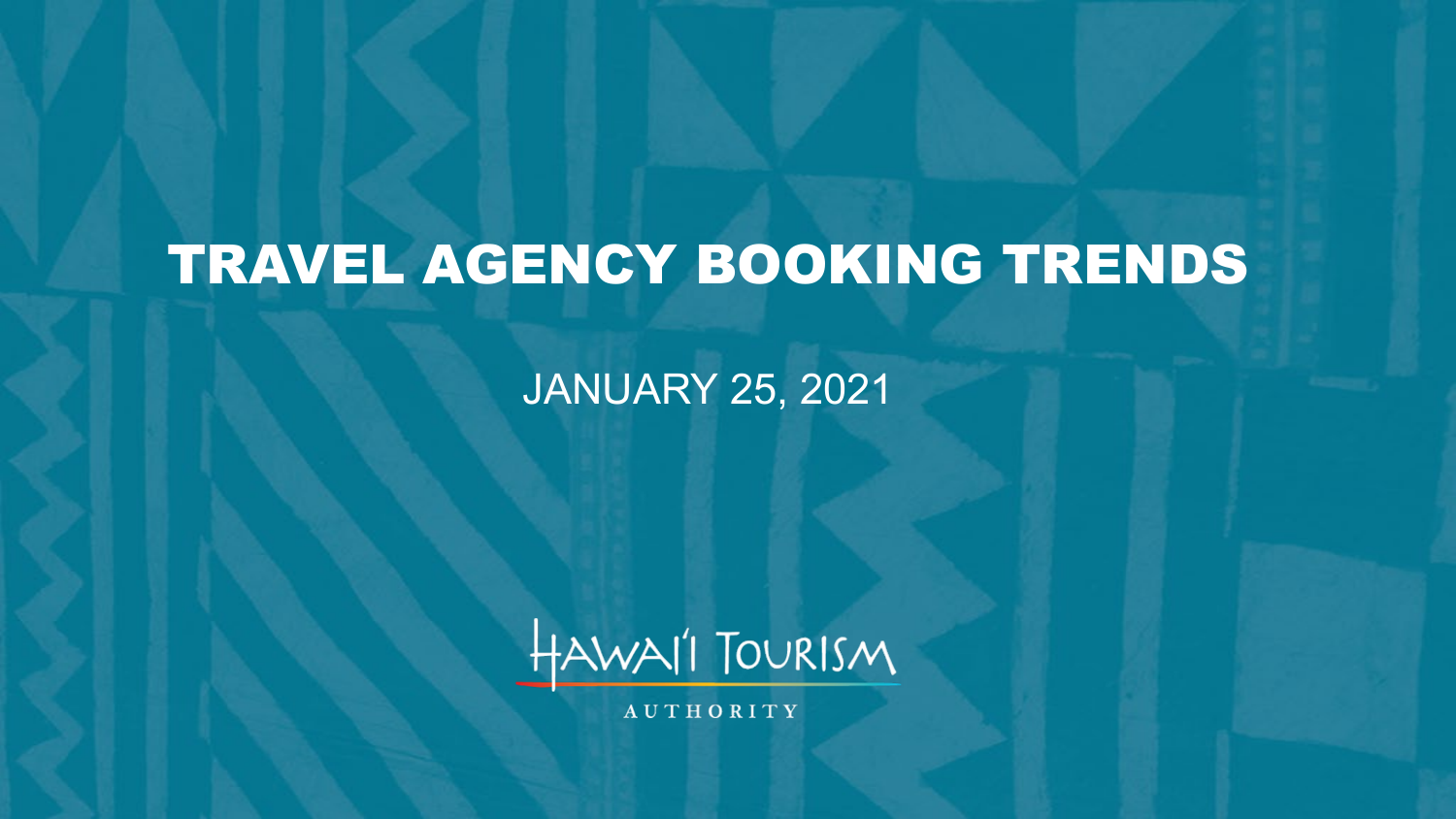# TRAVEL AGENCY BOOKING TRENDS

JANUARY 25, 2021

HAWAI'I TOURISM

AUTHORITY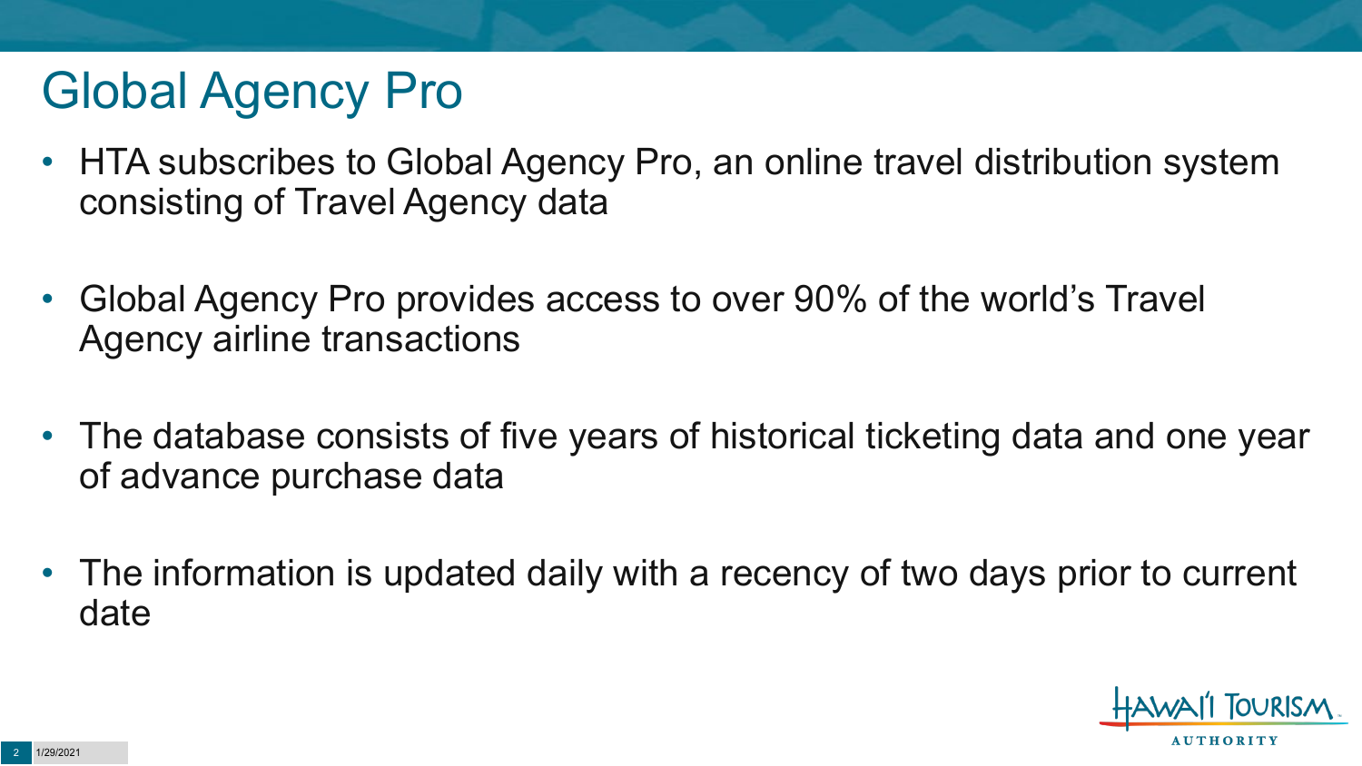# Global Agency Pro

- HTA subscribes to Global Agency Pro, an online travel distribution system consisting of Travel Agency data
- Global Agency Pro provides access to over 90% of the world's Travel Agency airline transactions
- The database consists of five years of historical ticketing data and one year of advance purchase data
- The information is updated daily with a recency of two days prior to current date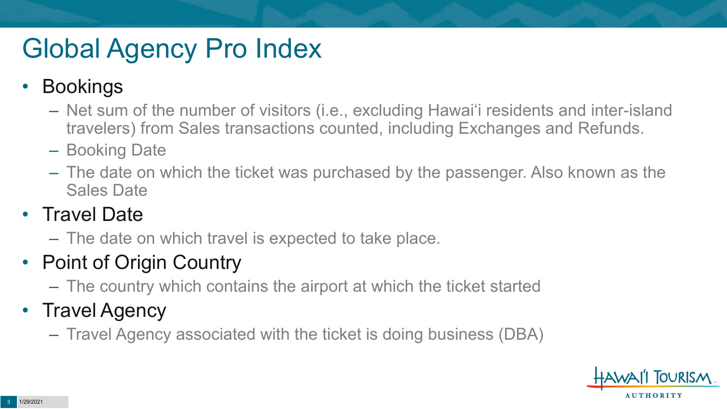# Global Agency Pro Index

- Bookings
  - Net sum of the number of visitors (i.e., excluding Hawai‘i residents and inter-island travelers) from Sales transactions counted, including Exchanges and Refunds.
  - Booking Date
  - The date on which the ticket was purchased by the passenger. Also known as the Sales Date
- Travel Date
  - The date on which travel is expected to take place.
- Point of Origin Country
  - The country which contains the airport at which the ticket started
- Travel Agency
  - Travel Agency associated with the ticket is doing business (DBA)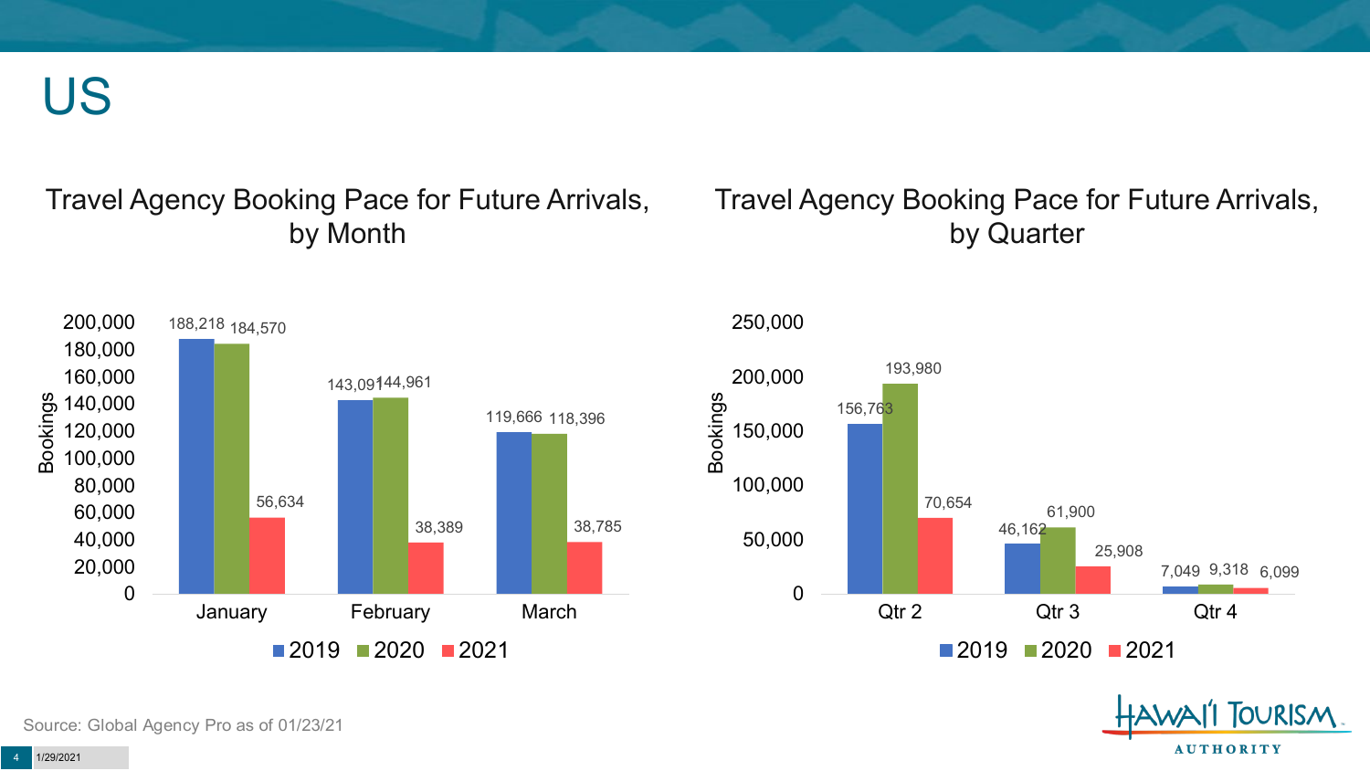# US

## Travel Agency Booking Pace for Future Arrivals, by Month

| Month | 2019 | 2020 | 2021 |
|---|---|---|---|
| January | 188,218 | 184,570 | 56,634 |
| February | 143,091 | 144,961 | 38,389 |
| March | 119,666 | 118,396 | 38,785 |

## Travel Agency Booking Pace for Future Arrivals, by Quarter

| Quarter | 2019 | 2020 | 2021 |
|---|---|---|---|
| Qtr 2 | 156,763 | 193,980 | 70,654 |
| Qtr 3 | 46,162 | 61,900 | 25,908 |
| Qtr 4 | 7,049 | 9,318 | 6,099 |

Source: Global Agency Pro as of 01/23/21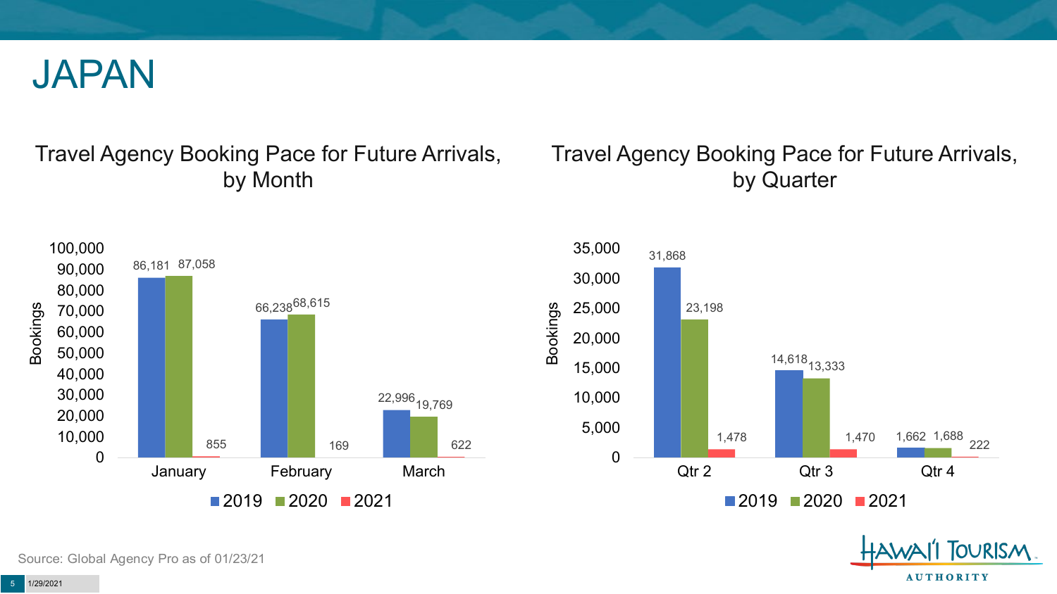# JAPAN

## Travel Agency Booking Pace for Future Arrivals, by Month

| Month | 2019 | 2020 | 2021 |
| --- | --- | --- | --- |
| January | 86,181 | 87,058 | 855 |
| February | 66,238 | 68,615 | 169 |
| March | 22,996 | 19,769 | 622 |

## Travel Agency Booking Pace for Future Arrivals, by Quarter

| Quarter | 2019 | 2020 | 2021 |
| --- | --- | --- | --- |
| Qtr 2 | 31,868 | 23,198 | 1,478 |
| Qtr 3 | 14,618 | 13,333 | 1,470 |
| Qtr 4 | 1,662 | 1,688 | 222 |

Source: Global Agency Pro as of 01/23/21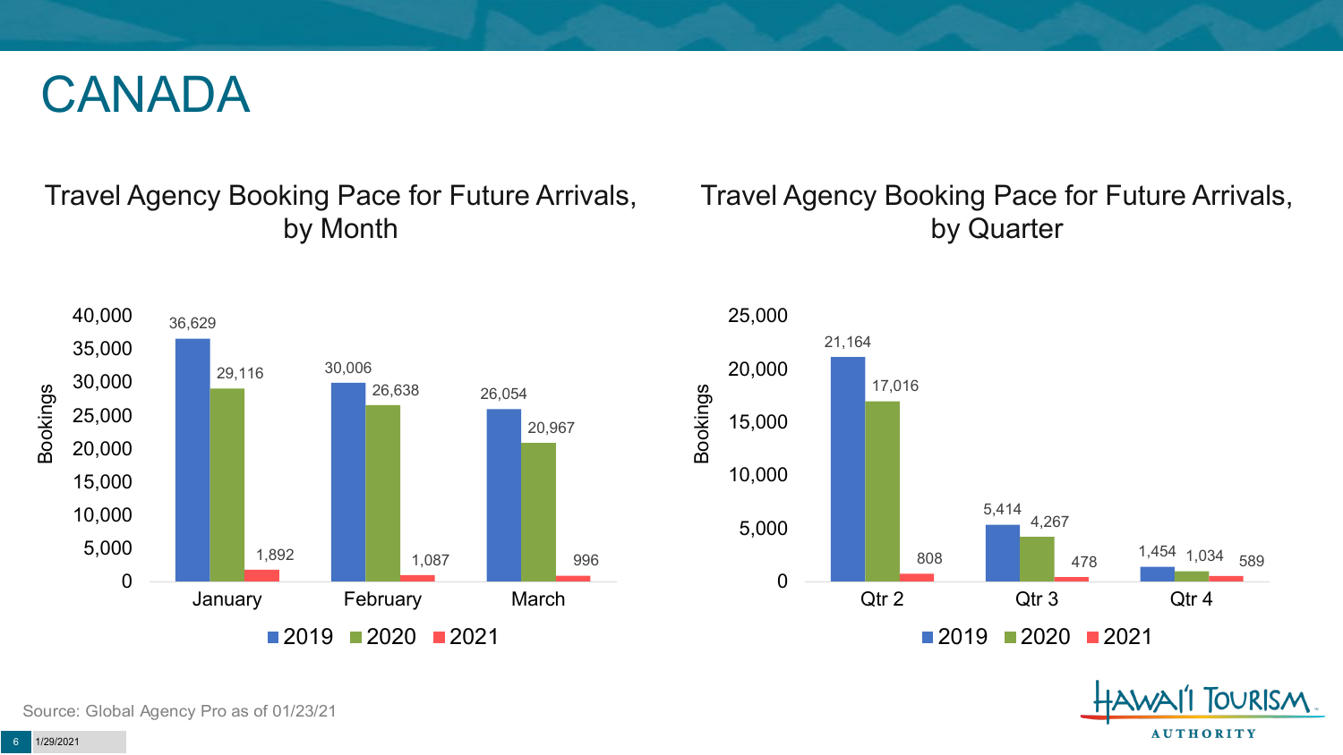# CANADA

## Travel Agency Booking Pace for Future Arrivals, by Month

| Month | 2019 | 2020 | 2021 |
| --- | --- | --- | --- |
| January | 36,629 | 29,116 | 1,892 |
| February | 30,006 | 26,638 | 1,087 |
| March | 26,054 | 20,967 | 996 |

## Travel Agency Booking Pace for Future Arrivals, by Quarter

| Quarter | 2019 | 2020 | 2021 |
| --- | --- | --- | --- |
| Qtr 2 | 21,164 | 17,016 | 808 |
| Qtr 3 | 5,414 | 4,267 | 478 |
| Qtr 4 | 1,454 | 1,034 | 589 |

Source: Global Agency Pro as of 01/23/21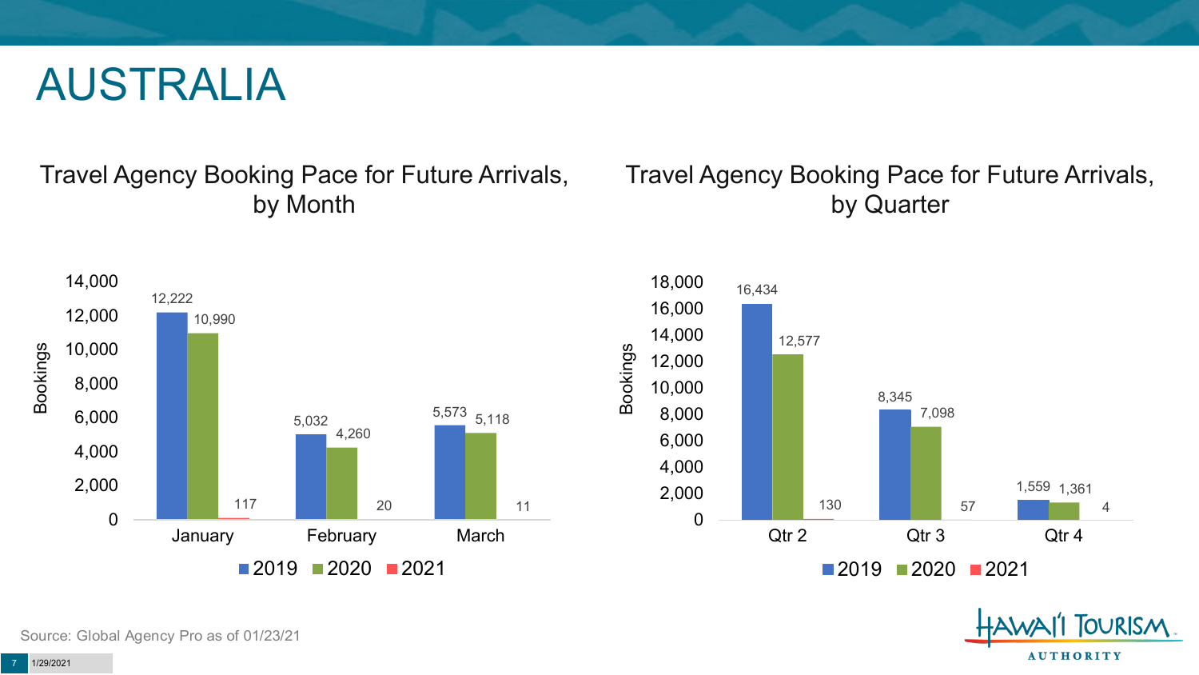# AUSTRALIA

## Travel Agency Booking Pace for Future Arrivals, by Month

| Month | 2019 | 2020 | 2021 |
|---|---|---|---|
| January | 12,222 | 10,990 | 117 |
| February | 5,032 | 4,260 | 20 |
| March | 5,573 | 5,118 | 11 |

## Travel Agency Booking Pace for Future Arrivals, by Quarter

| Quarter | 2019 | 2020 | 2021 |
|---|---|---|---|
| Qtr 2 | 16,434 | 12,577 | 130 |
| Qtr 3 | 8,345 | 7,098 | 57 |
| Qtr 4 | 1,559 | 1,361 | 4 |

Source: Global Agency Pro as of 01/23/21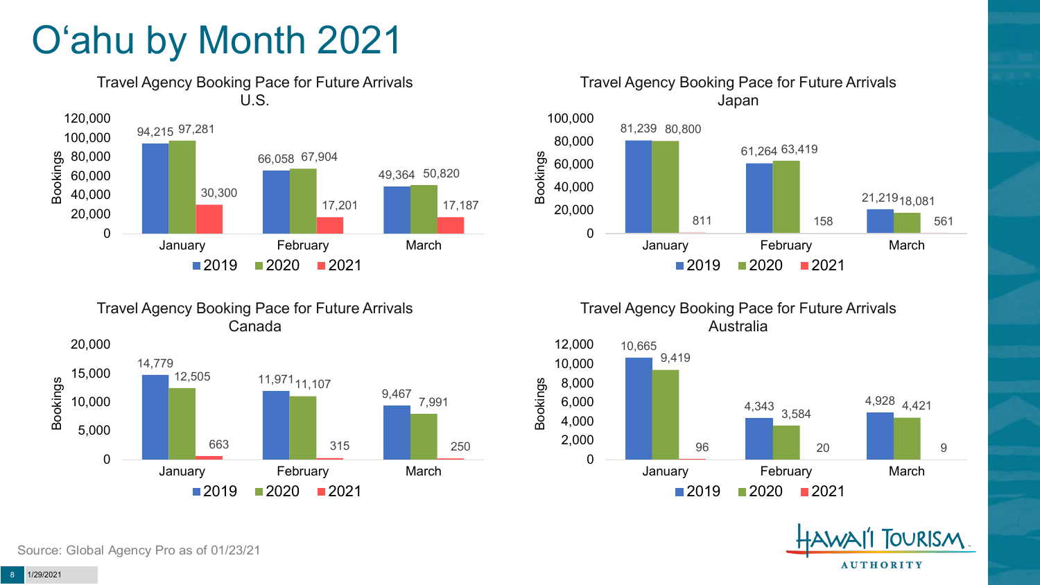# O'ahu by Month 2021

### Travel Agency Booking Pace for Future Arrivals U.S.

| Month | 2019 | 2020 | 2021 |
| --- | --- | --- | --- |
| January | 94,215 | 97,281 | 30,300 |
| February | 66,058 | 67,904 | 17,201 |
| March | 49,364 | 50,820 | 17,187 |

### Travel Agency Booking Pace for Future Arrivals Japan

| Month | 2019 | 2020 | 2021 |
| --- | --- | --- | --- |
| January | 81,239 | 80,800 | 811 |
| February | 61,264 | 63,419 | 158 |
| March | 21,219 | 18,081 | 561 |

### Travel Agency Booking Pace for Future Arrivals Canada

| Month | 2019 | 2020 | 2021 |
| --- | --- | --- | --- |
| January | 14,779 | 12,505 | 663 |
| February | 11,971 | 11,107 | 315 |
| March | 9,467 | 7,991 | 250 |

### Travel Agency Booking Pace for Future Arrivals Australia

| Month | 2019 | 2020 | 2021 |
| --- | --- | --- | --- |
| January | 10,665 | 9,419 | 96 |
| February | 4,343 | 3,584 | 20 |
| March | 4,928 | 4,421 | 9 |

Source: Global Agency Pro as of 01/23/21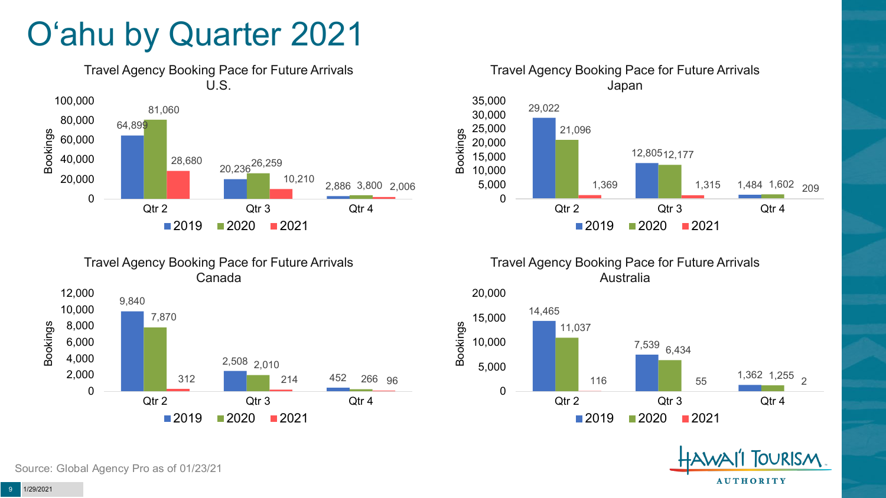# O'ahu by Quarter 2021

### Travel Agency Booking Pace for Future Arrivals U.S.

| Bookings | 2019 | 2020 | 2021 |
| --- | --- | --- | --- |
| Qtr 2 | 64,899 | 81,060 | 28,680 |
| Qtr 3 | 20,236 | 26,259 | 10,210 |
| Qtr 4 | 2,886 | 3,800 | 2,006 |

### Travel Agency Booking Pace for Future Arrivals Japan

| Bookings | 2019 | 2020 | 2021 |
| --- | --- | --- | --- |
| Qtr 2 | 29,022 | 21,096 | 1,369 |
| Qtr 3 | 12,805 | 12,177 | 1,315 |
| Qtr 4 | 1,484 | 1,602 | 209 |

### Travel Agency Booking Pace for Future Arrivals Canada

| Bookings | 2019 | 2020 | 2021 |
| --- | --- | --- | --- |
| Qtr 2 | 9,840 | 7,870 | 312 |
| Qtr 3 | 2,508 | 2,010 | 214 |
| Qtr 4 | 452 | 266 | 96 |

### Travel Agency Booking Pace for Future Arrivals Australia

| Bookings | 2019 | 2020 | 2021 |
| --- | --- | --- | --- |
| Qtr 2 | 14,465 | 11,037 | 116 |
| Qtr 3 | 7,539 | 6,434 | 55 |
| Qtr 4 | 1,362 | 1,255 | 2 |

Source: Global Agency Pro as of 01/23/21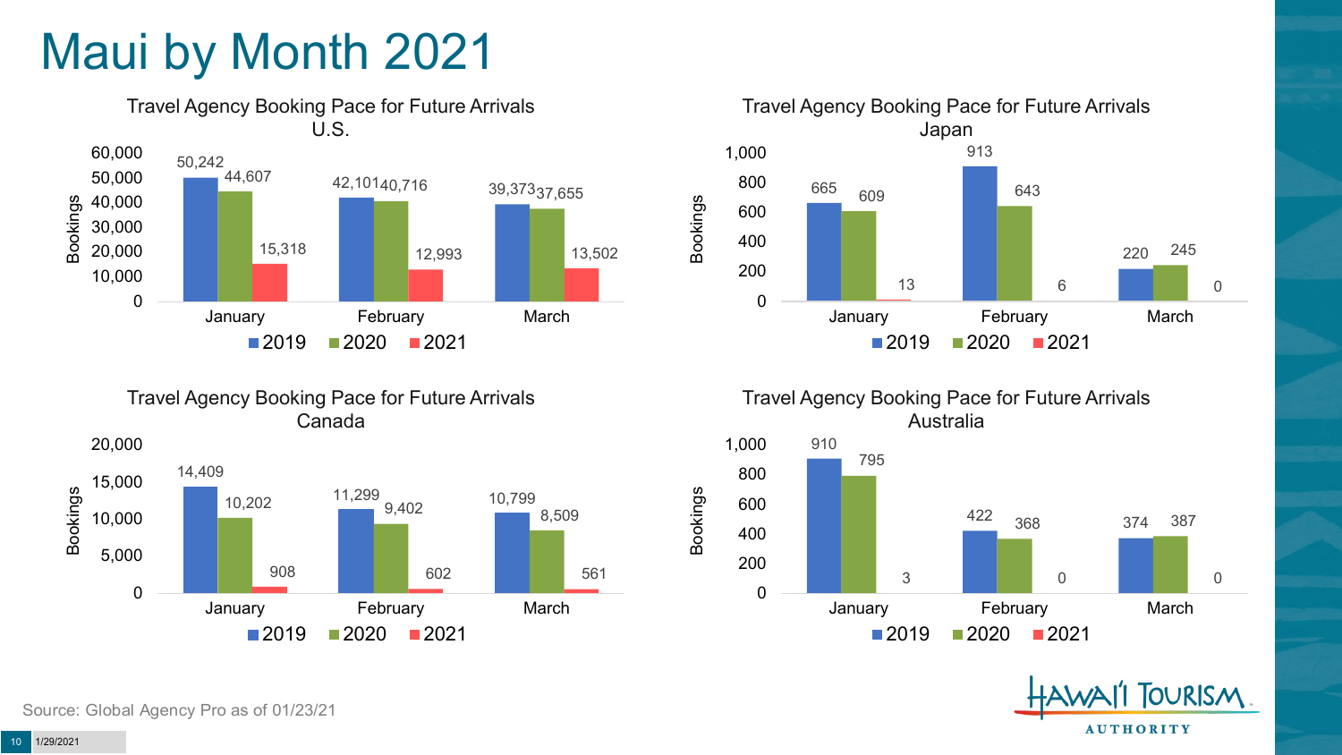# Maui by Month 2021

### Travel Agency Booking Pace for Future Arrivals U.S.

| Bookings | 2019 | 2020 | 2021 |
| --- | --- | --- | --- |
| January | 50,242 | 44,607 | 15,318 |
| February | 42,101 | 40,716 | 12,993 |
| March | 39,373 | 37,655 | 13,502 |

### Travel Agency Booking Pace for Future Arrivals Japan

| Bookings | 2019 | 2020 | 2021 |
| --- | --- | --- | --- |
| January | 665 | 609 | 13 |
| February | 913 | 643 | 6 |
| March | 220 | 245 | 0 |

### Travel Agency Booking Pace for Future Arrivals Canada

| Bookings | 2019 | 2020 | 2021 |
| --- | --- | --- | --- |
| January | 14,409 | 10,202 | 908 |
| February | 11,299 | 9,402 | 602 |
| March | 10,799 | 8,509 | 561 |

### Travel Agency Booking Pace for Future Arrivals Australia

| Bookings | 2019 | 2020 | 2021 |
| --- | --- | --- | --- |
| January | 910 | 795 | 3 |
| February | 422 | 368 | 0 |
| March | 374 | 387 | 0 |

Source: Global Agency Pro as of 01/23/21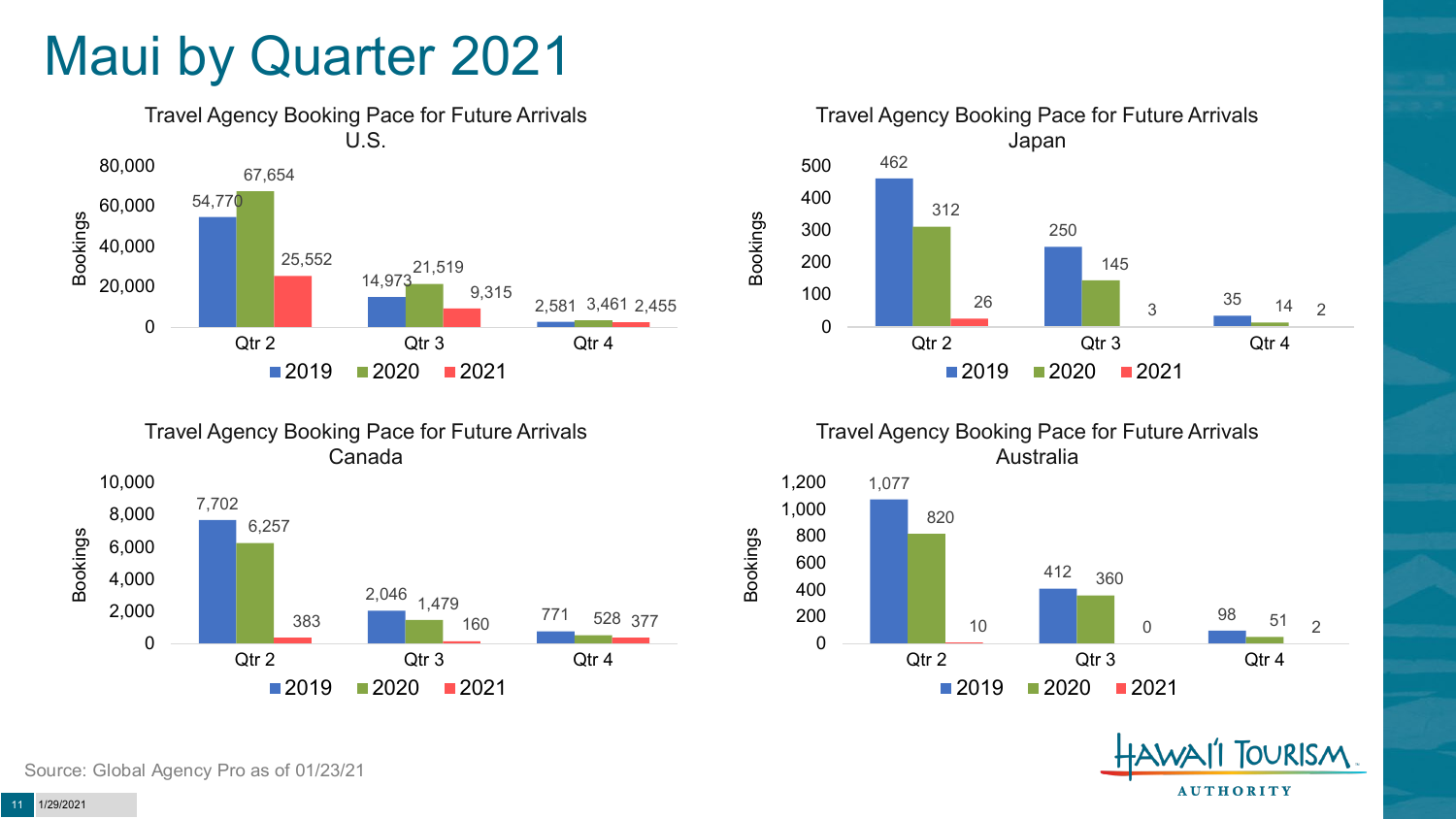# Maui by Quarter 2021

### Travel Agency Booking Pace for Future Arrivals U.S.

| Bookings | 2019 | 2020 | 2021 |
|---|---|---|---|
| Qtr 2 | 54,770 | 67,654 | 25,552 |
| Qtr 3 | 14,973 | 21,519 | 9,315 |
| Qtr 4 | 2,581 | 3,461 | 2,455 |

### Travel Agency Booking Pace for Future Arrivals Japan

| Bookings | 2019 | 2020 | 2021 |
|---|---|---|---|
| Qtr 2 | 462 | 312 | 26 |
| Qtr 3 | 250 | 145 | 3 |
| Qtr 4 | 35 | 14 | 2 |

### Travel Agency Booking Pace for Future Arrivals Canada

| Bookings | 2019 | 2020 | 2021 |
|---|---|---|---|
| Qtr 2 | 7,702 | 6,257 | 383 |
| Qtr 3 | 2,046 | 1,479 | 160 |
| Qtr 4 | 771 | 528 | 377 |

### Travel Agency Booking Pace for Future Arrivals Australia

| Bookings | 2019 | 2020 | 2021 |
|---|---|---|---|
| Qtr 2 | 1,077 | 820 | 10 |
| Qtr 3 | 412 | 360 | 0 |
| Qtr 4 | 98 | 51 | 2 |

Source: Global Agency Pro as of 01/23/21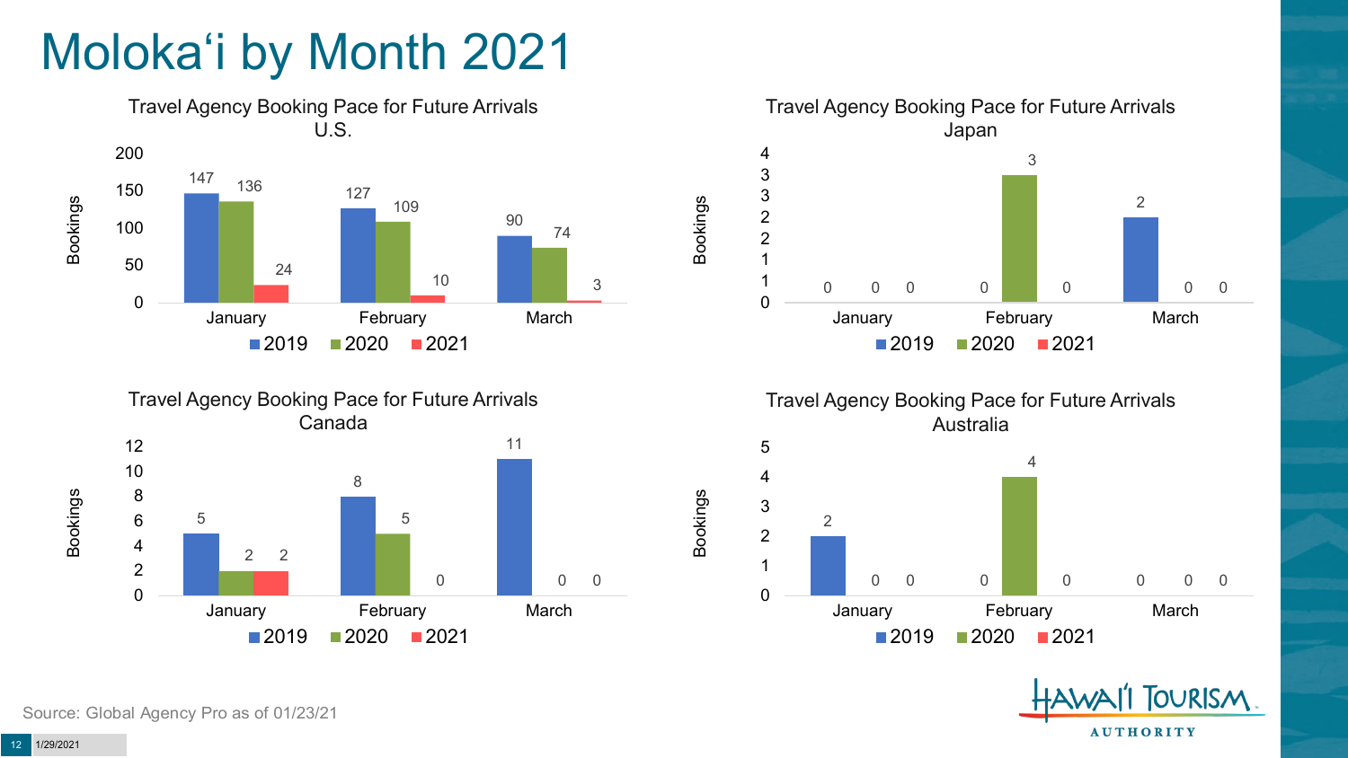# Molokaʻi by Month 2021

### Travel Agency Booking Pace for Future Arrivals U.S.

| Bookings | 2019 | 2020 | 2021 |
|---|---|---|---|
| January | 147 | 136 | 24 |
| February | 127 | 109 | 10 |
| March | 90 | 74 | 3 |

### Travel Agency Booking Pace for Future Arrivals Japan

| Bookings | 2019 | 2020 | 2021 |
|---|---|---|---|
| January | 0 | 0 | 0 |
| February | 0 | 3 | 0 |
| March | 2 | 0 | 0 |

### Travel Agency Booking Pace for Future Arrivals Canada

| Bookings | 2019 | 2020 | 2021 |
|---|---|---|---|
| January | 5 | 2 | 2 |
| February | 8 | 5 | 0 |
| March | 11 | 0 | 0 |

### Travel Agency Booking Pace for Future Arrivals Australia

| Bookings | 2019 | 2020 | 2021 |
|---|---|---|---|
| January | 2 | 0 | 0 |
| February | 0 | 4 | 0 |
| March | 0 | 0 | 0 |

Source: Global Agency Pro as of 01/23/21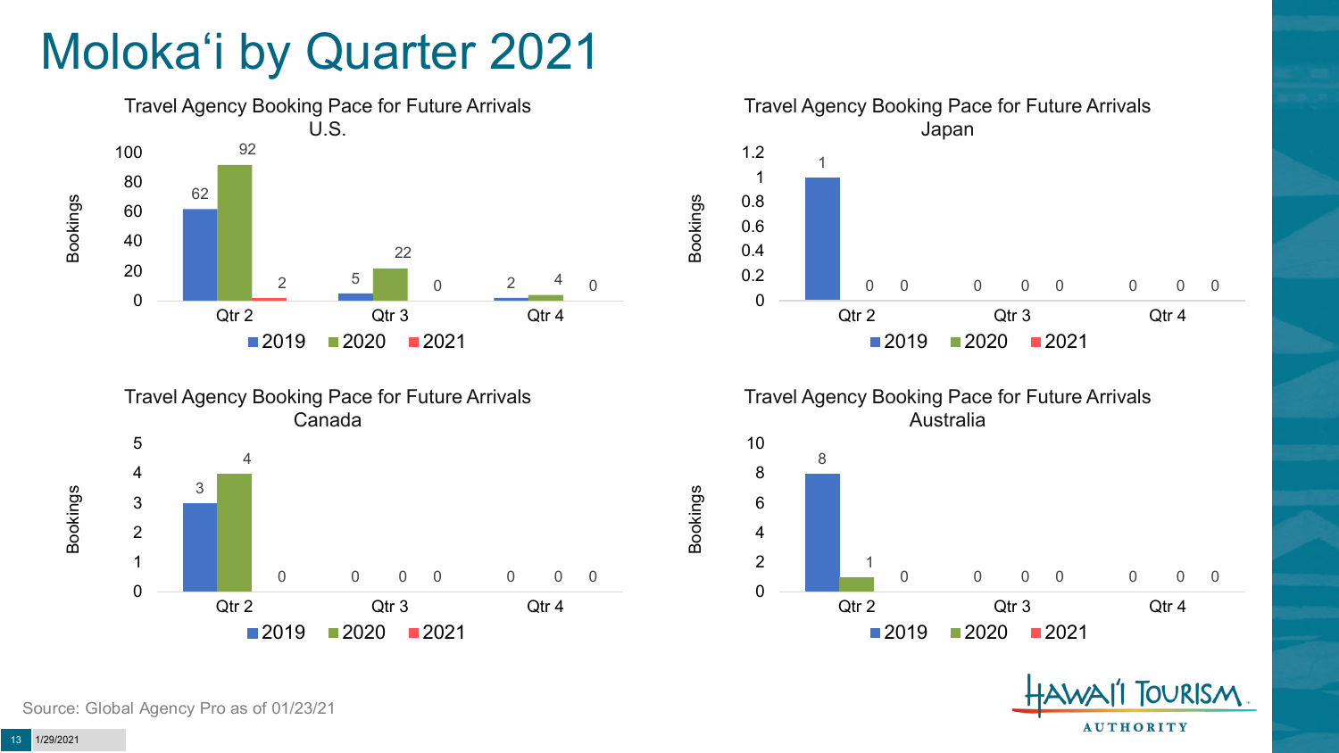# Molokaʻi by Quarter 2021

### Travel Agency Booking Pace for Future Arrivals U.S.

| Bookings | 2019 | 2020 | 2021 |
|---|---|---|---|
| Qtr 2 | 62 | 92 | 2 |
| Qtr 3 | 5 | 22 | 0 |
| Qtr 4 | 2 | 4 | 0 |

### Travel Agency Booking Pace for Future Arrivals Japan

| Bookings | 2019 | 2020 | 2021 |
|---|---|---|---|
| Qtr 2 | 1 | 0 | 0 |
| Qtr 3 | 0 | 0 | 0 |
| Qtr 4 | 0 | 0 | 0 |

### Travel Agency Booking Pace for Future Arrivals Canada

| Bookings | 2019 | 2020 | 2021 |
|---|---|---|---|
| Qtr 2 | 3 | 4 | 0 |
| Qtr 3 | 0 | 0 | 0 |
| Qtr 4 | 0 | 0 | 0 |

### Travel Agency Booking Pace for Future Arrivals Australia

| Bookings | 2019 | 2020 | 2021 |
|---|---|---|---|
| Qtr 2 | 8 | 1 | 0 |
| Qtr 3 | 0 | 0 | 0 |
| Qtr 4 | 0 | 0 | 0 |

Source: Global Agency Pro as of 01/23/21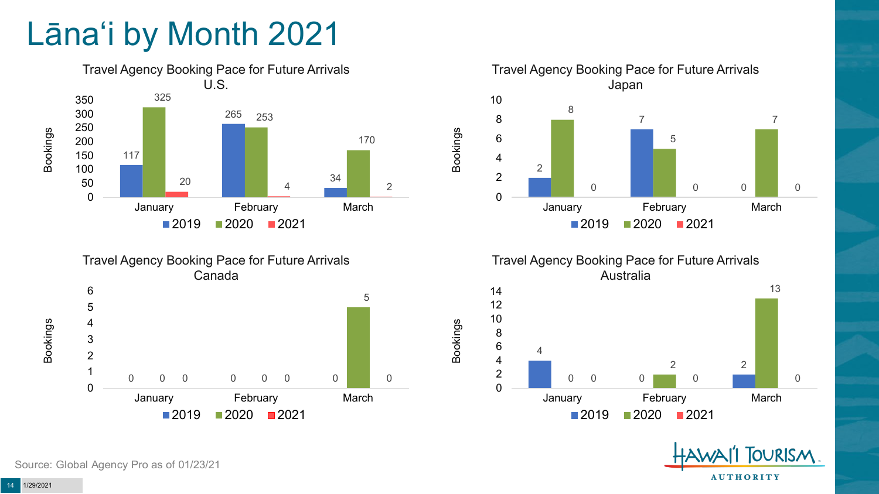# Lāna'i by Month 2021

### Travel Agency Booking Pace for Future Arrivals U.S.

| Month | 2019 | 2020 | 2021 |
| --- | --- | --- | --- |
| January | 117 | 325 | 20 |
| February | 265 | 253 | 4 |
| March | 34 | 170 | 2 |

### Travel Agency Booking Pace for Future Arrivals Japan

| Month | 2019 | 2020 | 2021 |
| --- | --- | --- | --- |
| January | 2 | 8 | 0 |
| February | 7 | 5 | 0 |
| March | 0 | 7 | 0 |

### Travel Agency Booking Pace for Future Arrivals Canada

| Month | 2019 | 2020 | 2021 |
| --- | --- | --- | --- |
| January | 0 | 0 | 0 |
| February | 0 | 0 | 0 |
| March | 0 | 5 | 0 |

### Travel Agency Booking Pace for Future Arrivals Australia

| Month | 2019 | 2020 | 2021 |
| --- | --- | --- | --- |
| January | 4 | 0 | 0 |
| February | 0 | 2 | 0 |
| March | 2 | 13 | 0 |

Source: Global Agency Pro as of 01/23/21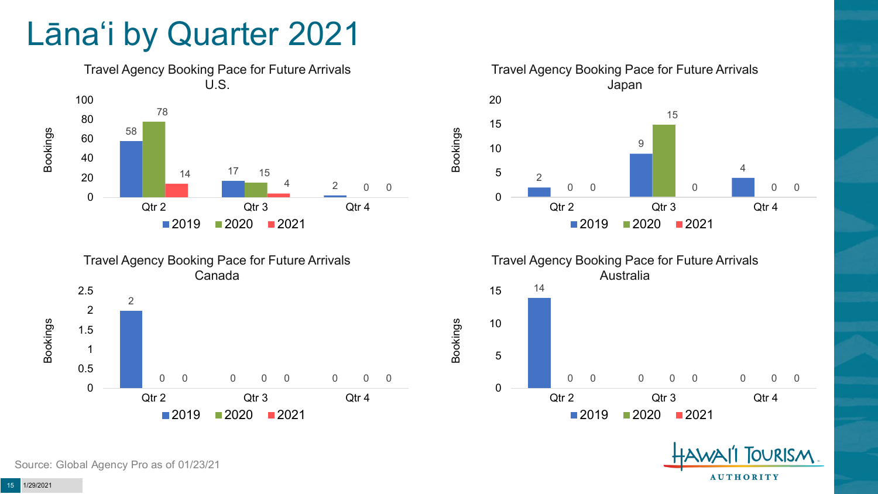# Lānaʻi by Quarter 2021

### Travel Agency Booking Pace for Future Arrivals U.S.

| Quarter | 2019 | 2020 | 2021 |
|---|---|---|---|
| Qtr 2 | 58 | 78 | 14 |
| Qtr 3 | 17 | 15 | 4 |
| Qtr 4 | 2 | 0 | 0 |

### Travel Agency Booking Pace for Future Arrivals Japan

| Quarter | 2019 | 2020 | 2021 |
|---|---|---|---|
| Qtr 2 | 2 | 0 | 0 |
| Qtr 3 | 9 | 15 | 0 |
| Qtr 4 | 4 | 0 | 0 |

### Travel Agency Booking Pace for Future Arrivals Canada

| Quarter | 2019 | 2020 | 2021 |
|---|---|---|---|
| Qtr 2 | 2 | 0 | 0 |
| Qtr 3 | 0 | 0 | 0 |
| Qtr 4 | 0 | 0 | 0 |

### Travel Agency Booking Pace for Future Arrivals Australia

| Quarter | 2019 | 2020 | 2021 |
|---|---|---|---|
| Qtr 2 | 14 | 0 | 0 |
| Qtr 3 | 0 | 0 | 0 |
| Qtr 4 | 0 | 0 | 0 |

Source: Global Agency Pro as of 01/23/21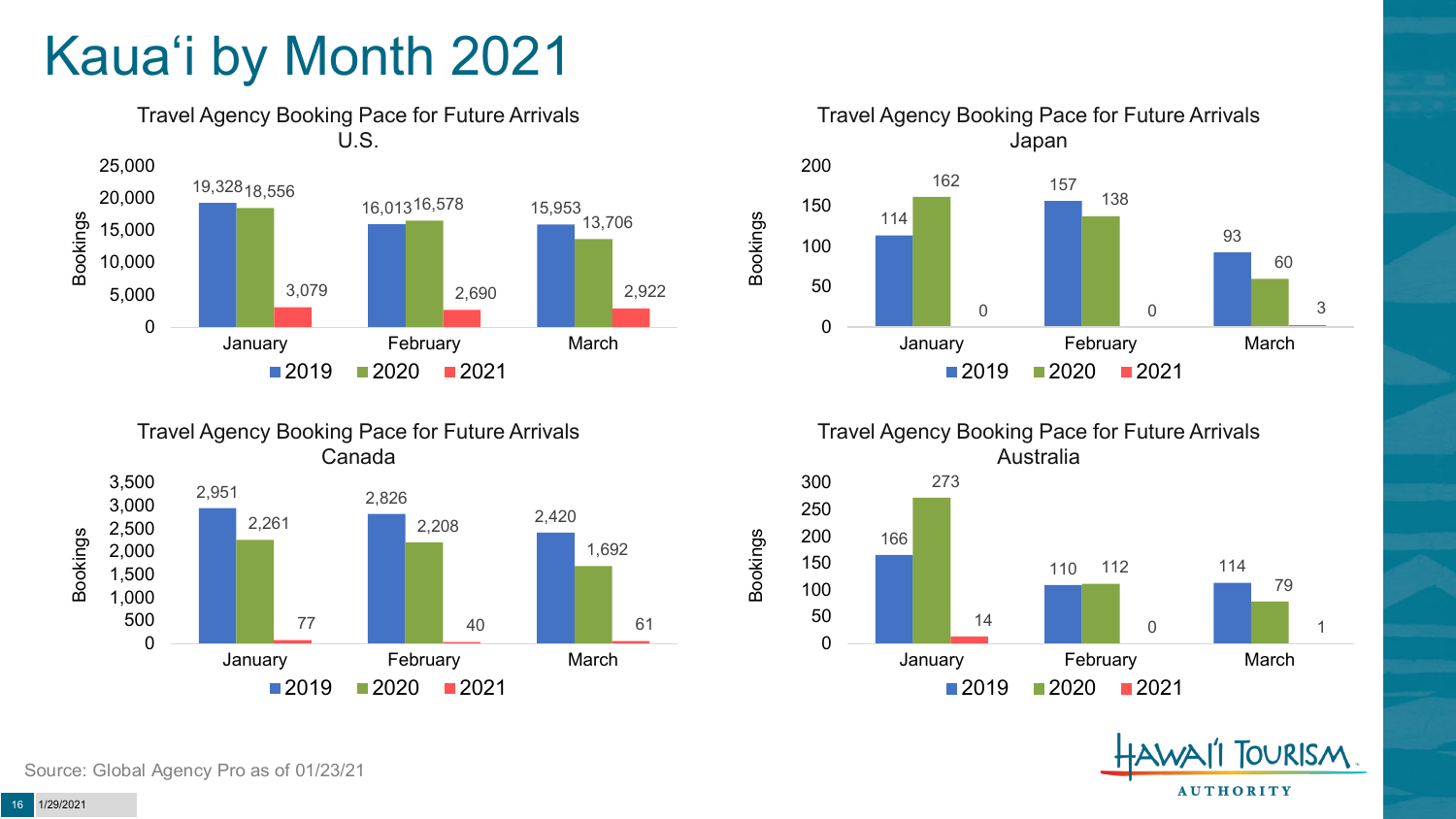# Kauaʻi by Month 2021

### Travel Agency Booking Pace for Future Arrivals U.S.

| Bookings | 2019 | 2020 | 2021 |
|---|---|---|---|
| January | 19,328 | 18,556 | 3,079 |
| February | 16,013 | 16,578 | 2,690 |
| March | 15,953 | 13,706 | 2,922 |

### Travel Agency Booking Pace for Future Arrivals Japan

| Bookings | 2019 | 2020 | 2021 |
|---|---|---|---|
| January | 114 | 162 | 0 |
| February | 157 | 138 | 0 |
| March | 93 | 60 | 3 |

### Travel Agency Booking Pace for Future Arrivals Canada

| Bookings | 2019 | 2020 | 2021 |
|---|---|---|---|
| January | 2,951 | 2,261 | 77 |
| February | 2,826 | 2,208 | 40 |
| March | 2,420 | 1,692 | 61 |

### Travel Agency Booking Pace for Future Arrivals Australia

| Bookings | 2019 | 2020 | 2021 |
|---|---|---|---|
| January | 166 | 273 | 14 |
| February | 110 | 112 | 0 |
| March | 114 | 79 | 1 |

Source: Global Agency Pro as of 01/23/21

HAWAI'I TOURISM AUTHORITY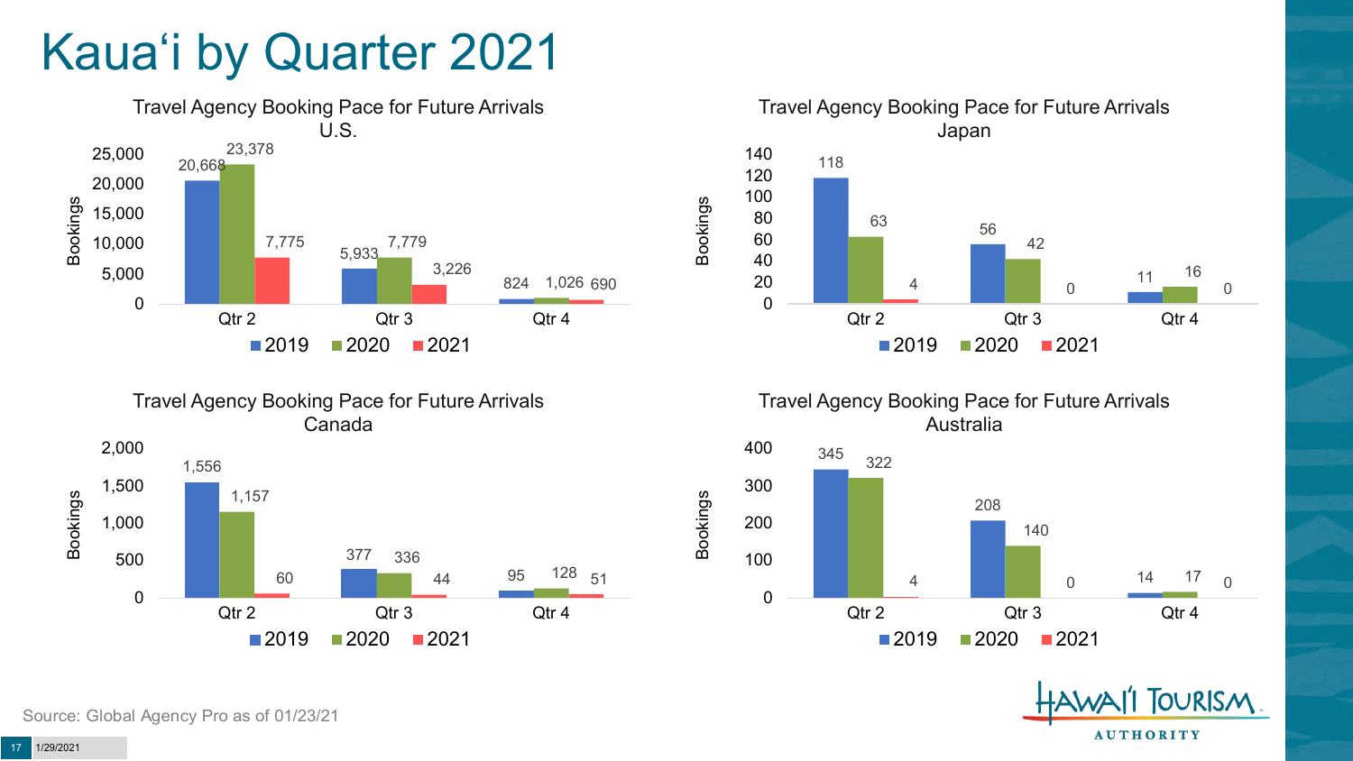# Kauaʻi by Quarter 2021

## Travel Agency Booking Pace for Future Arrivals U.S.

| | 2019 | 2020 | 2021 |
|---|---|---|---|
| Qtr 2 | 20,668 | 23,378 | 7,775 |
| Qtr 3 | 5,933 | 7,779 | 3,226 |
| Qtr 4 | 824 | 1,026 | 690 |

## Travel Agency Booking Pace for Future Arrivals Japan

| | 2019 | 2020 | 2021 |
|---|---|---|---|
| Qtr 2 | 118 | 63 | 4 |
| Qtr 3 | 56 | 42 | 0 |
| Qtr 4 | 11 | 16 | 0 |

## Travel Agency Booking Pace for Future Arrivals Canada

| | 2019 | 2020 | 2021 |
|---|---|---|---|
| Qtr 2 | 1,556 | 1,157 | 60 |
| Qtr 3 | 377 | 336 | 44 |
| Qtr 4 | 95 | 128 | 51 |

## Travel Agency Booking Pace for Future Arrivals Australia

| | 2019 | 2020 | 2021 |
|---|---|---|---|
| Qtr 2 | 345 | 322 | 4 |
| Qtr 3 | 208 | 140 | 0 |
| Qtr 4 | 14 | 17 | 0 |

Source: Global Agency Pro as of 01/23/21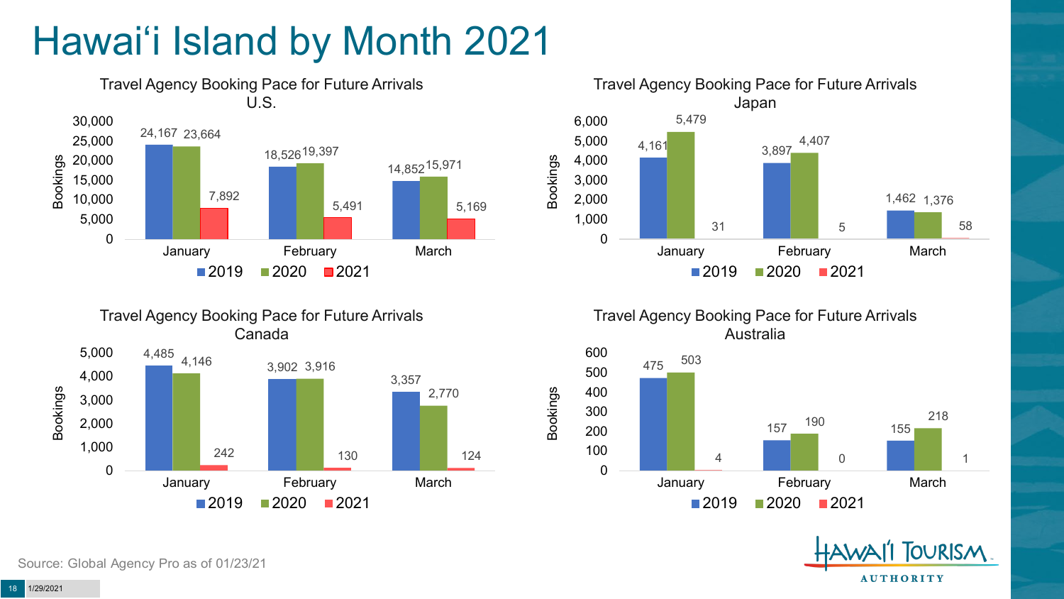# Hawai'i Island by Month 2021

## Travel Agency Booking Pace for Future Arrivals U.S.

| Month | 2019 | 2020 | 2021 |
|---|---|---|---|
| January | 24,167 | 23,664 | 7,892 |
| February | 18,526 | 19,397 | 5,491 |
| March | 14,852 | 15,971 | 5,169 |

## Travel Agency Booking Pace for Future Arrivals Japan

| Month | 2019 | 2020 | 2021 |
|---|---|---|---|
| January | 4,161 | 5,479 | 31 |
| February | 3,897 | 4,407 | 5 |
| March | 1,462 | 1,376 | 58 |

## Travel Agency Booking Pace for Future Arrivals Canada

| Month | 2019 | 2020 | 2021 |
|---|---|---|---|
| January | 4,485 | 4,146 | 242 |
| February | 3,902 | 3,916 | 130 |
| March | 3,357 | 2,770 | 124 |

## Travel Agency Booking Pace for Future Arrivals Australia

| Month | 2019 | 2020 | 2021 |
|---|---|---|---|
| January | 475 | 503 | 4 |
| February | 157 | 190 | 0 |
| March | 155 | 218 | 1 |

Source: Global Agency Pro as of 01/23/21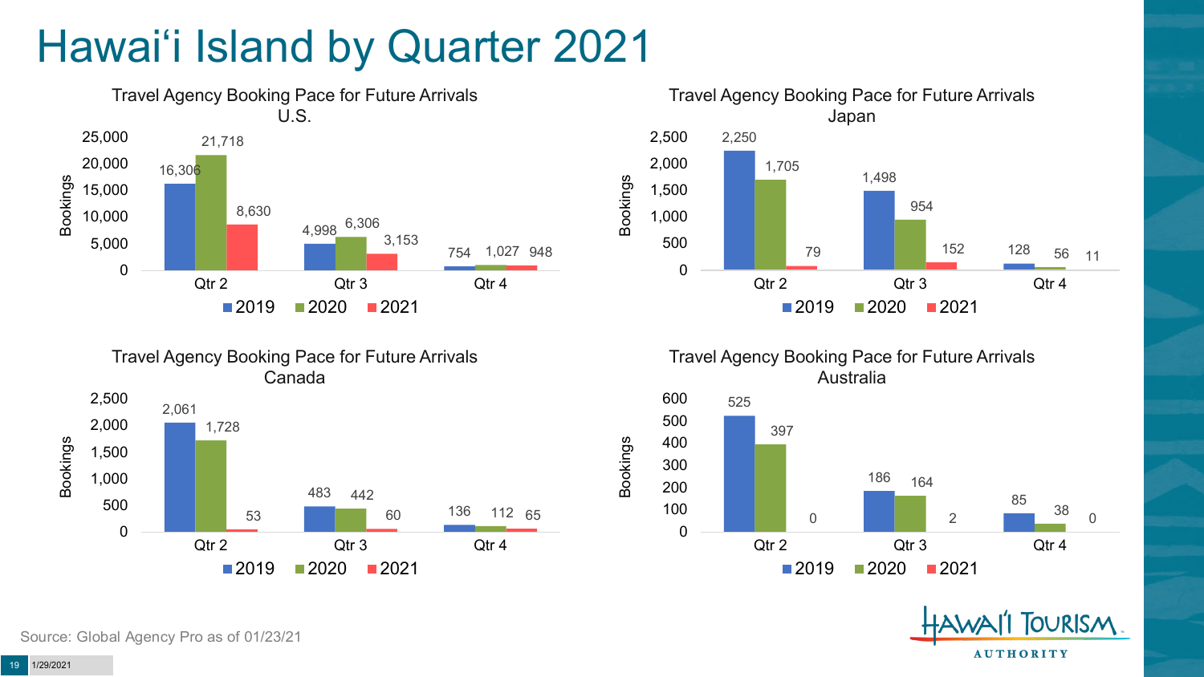# Hawai'i Island by Quarter 2021

Travel Agency Booking Pace for Future Arrivals
U.S.

Bookings

25,000
20,000
15,000
10,000
5,000
0

Qtr 2: 16,306 21,718 8,630
Qtr 3: 4,998 6,306 3,153
Qtr 4: 754 1,027 948

2019 2020 2021

Travel Agency Booking Pace for Future Arrivals
Japan

Bookings

2,500
2,000
1,500
1,000
500
0

Qtr 2: 2,250 1,705 79
Qtr 3: 1,498 954 152
Qtr 4: 128 56 11

2019 2020 2021

Travel Agency Booking Pace for Future Arrivals
Canada

Bookings

2,500
2,000
1,500
1,000
500
0

Qtr 2: 2,061 1,728 53
Qtr 3: 483 442 60
Qtr 4: 136 112 65

2019 2020 2021

Travel Agency Booking Pace for Future Arrivals
Australia

Bookings

600
500
400
300
200
100
0

Qtr 2: 525 397 0
Qtr 3: 186 164 2
Qtr 4: 85 38 0

2019 2020 2021

Source: Global Agency Pro as of 01/23/21

1/29/2021